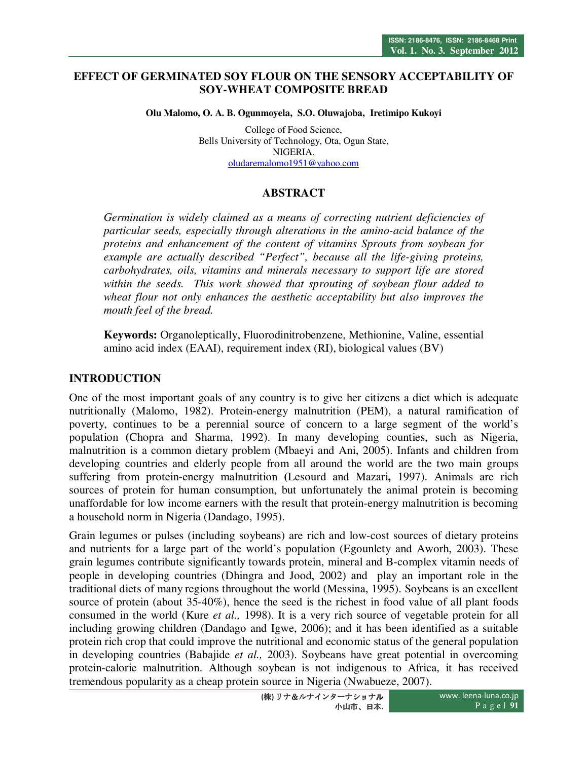# EFFECT OF GERMINATED SOY FLOUR ON THE SENSORY ACCEPTABILITY OF SOY-WHEAT COMPOSITE BREAD

**Olu Malomo, O. A. B. Ogunmoyela, S.O. Oluwajoba, Iretimipo Kukoyi**

College of Food Science,
Bells University of Technology, Ota, Ogun State,
NIGERIA.
oludaremalomo1951@yahoo.com

## ABSTRACT

*Germination is widely claimed as a means of correcting nutrient deficiencies of particular seeds, especially through alterations in the amino-acid balance of the proteins and enhancement of the content of vitamins Sprouts from soybean for example are actually described "Perfect", because all the life-giving proteins, carbohydrates, oils, vitamins and minerals necessary to support life are stored within the seeds. This work showed that sprouting of soybean flour added to wheat flour not only enhances the aesthetic acceptability but also improves the mouth feel of the bread.*

**Keywords:** Organoleptically, Fluorodinitrobenzene, Methionine, Valine, essential amino acid index (EAAI), requirement index (RI), biological values (BV)

## INTRODUCTION

One of the most important goals of any country is to give her citizens a diet which is adequate nutritionally (Malomo, 1982). Protein-energy malnutrition (PEM), a natural ramification of poverty, continues to be a perennial source of concern to a large segment of the world's population (Chopra and Sharma, 1992). In many developing counties, such as Nigeria, malnutrition is a common dietary problem (Mbaeyi and Ani, 2005). Infants and children from developing countries and elderly people from all around the world are the two main groups suffering from protein-energy malnutrition (Lesourd and Mazari**,** 1997). Animals are rich sources of protein for human consumption, but unfortunately the animal protein is becoming unaffordable for low income earners with the result that protein-energy malnutrition is becoming a household norm in Nigeria (Dandago, 1995).

Grain legumes or pulses (including soybeans) are rich and low-cost sources of dietary proteins and nutrients for a large part of the world's population (Egounlety and Aworh, 2003). These grain legumes contribute significantly towards protein, mineral and B-complex vitamin needs of people in developing countries (Dhingra and Jood, 2002) and play an important role in the traditional diets of many regions throughout the world (Messina, 1995). Soybeans is an excellent source of protein (about 35-40%), hence the seed is the richest in food value of all plant foods consumed in the world (Kure *et al.,* 1998). It is a very rich source of vegetable protein for all including growing children (Dandago and Igwe, 2006); and it has been identified as a suitable protein rich crop that could improve the nutritional and economic status of the general population in developing countries (Babajide *et al.,* 2003). Soybeans have great potential in overcoming protein-calorie malnutrition. Although soybean is not indigenous to Africa, it has received tremendous popularity as a cheap protein source in Nigeria (Nwabueze, 2007).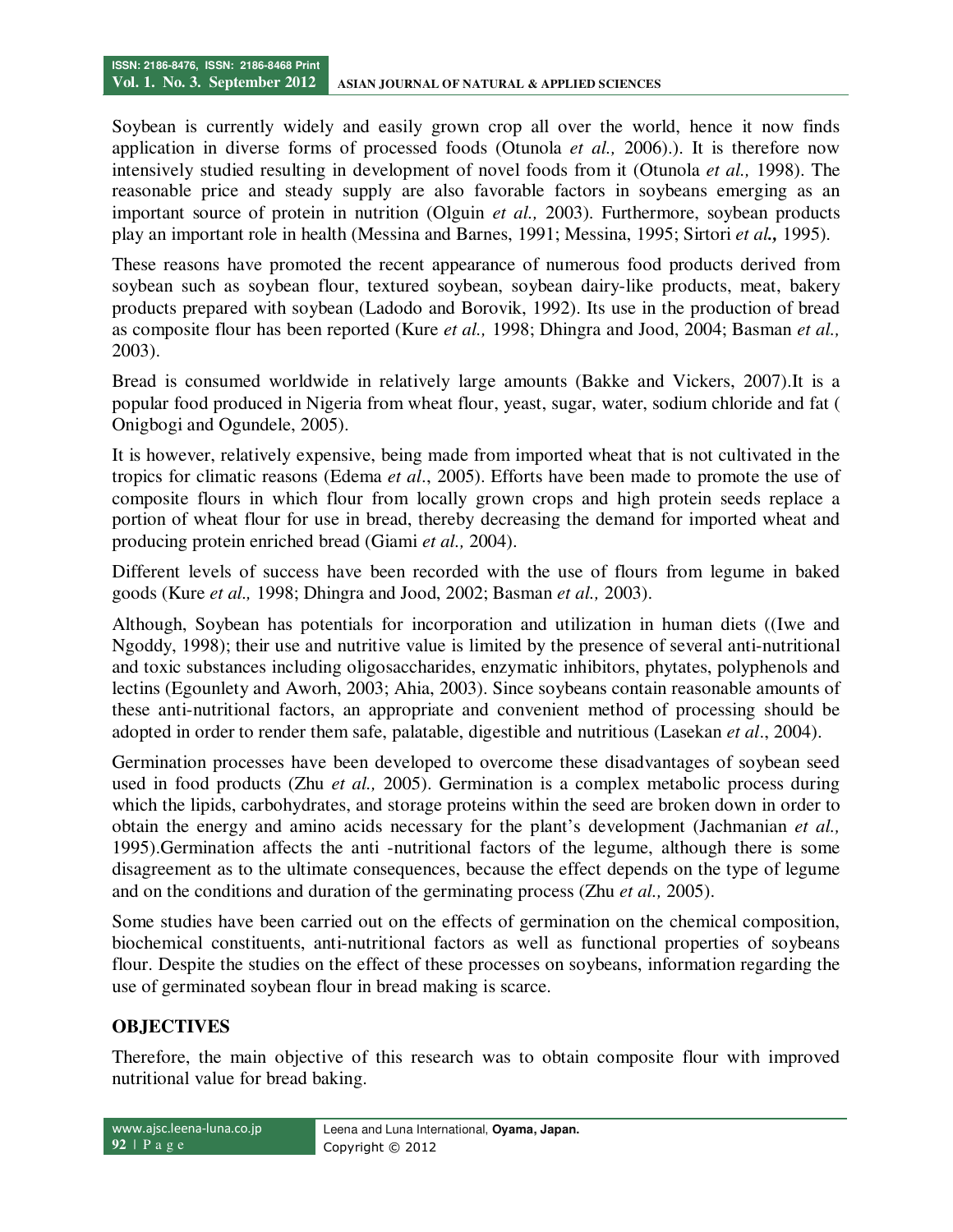Soybean is currently widely and easily grown crop all over the world, hence it now finds application in diverse forms of processed foods (Otunola *et al.,* 2006).). It is therefore now intensively studied resulting in development of novel foods from it (Otunola *et al.,* 1998). The reasonable price and steady supply are also favorable factors in soybeans emerging as an important source of protein in nutrition (Olguin *et al.,* 2003). Furthermore, soybean products play an important role in health (Messina and Barnes, 1991; Messina, 1995; Sirtori *et al.,* 1995).

These reasons have promoted the recent appearance of numerous food products derived from soybean such as soybean flour, textured soybean, soybean dairy-like products, meat, bakery products prepared with soybean (Ladodo and Borovik, 1992). Its use in the production of bread as composite flour has been reported (Kure *et al.,* 1998; Dhingra and Jood, 2004; Basman *et al.,* 2003).

Bread is consumed worldwide in relatively large amounts (Bakke and Vickers, 2007).It is a popular food produced in Nigeria from wheat flour, yeast, sugar, water, sodium chloride and fat ( Onigbogi and Ogundele, 2005).

It is however, relatively expensive, being made from imported wheat that is not cultivated in the tropics for climatic reasons (Edema *et al*., 2005). Efforts have been made to promote the use of composite flours in which flour from locally grown crops and high protein seeds replace a portion of wheat flour for use in bread, thereby decreasing the demand for imported wheat and producing protein enriched bread (Giami *et al.,* 2004).

Different levels of success have been recorded with the use of flours from legume in baked goods (Kure *et al.,* 1998; Dhingra and Jood, 2002; Basman *et al.,* 2003).

Although, Soybean has potentials for incorporation and utilization in human diets ((Iwe and Ngoddy, 1998); their use and nutritive value is limited by the presence of several anti-nutritional and toxic substances including oligosaccharides, enzymatic inhibitors, phytates, polyphenols and lectins (Egounlety and Aworh, 2003; Ahia, 2003). Since soybeans contain reasonable amounts of these anti-nutritional factors, an appropriate and convenient method of processing should be adopted in order to render them safe, palatable, digestible and nutritious (Lasekan *et al*., 2004).

Germination processes have been developed to overcome these disadvantages of soybean seed used in food products (Zhu *et al.,* 2005). Germination is a complex metabolic process during which the lipids, carbohydrates, and storage proteins within the seed are broken down in order to obtain the energy and amino acids necessary for the plant's development (Jachmanian *et al.,* 1995).Germination affects the anti -nutritional factors of the legume, although there is some disagreement as to the ultimate consequences, because the effect depends on the type of legume and on the conditions and duration of the germinating process (Zhu *et al.,* 2005).

Some studies have been carried out on the effects of germination on the chemical composition, biochemical constituents, anti-nutritional factors as well as functional properties of soybeans flour. Despite the studies on the effect of these processes on soybeans, information regarding the use of germinated soybean flour in bread making is scarce.

## OBJECTIVES

Therefore, the main objective of this research was to obtain composite flour with improved nutritional value for bread baking.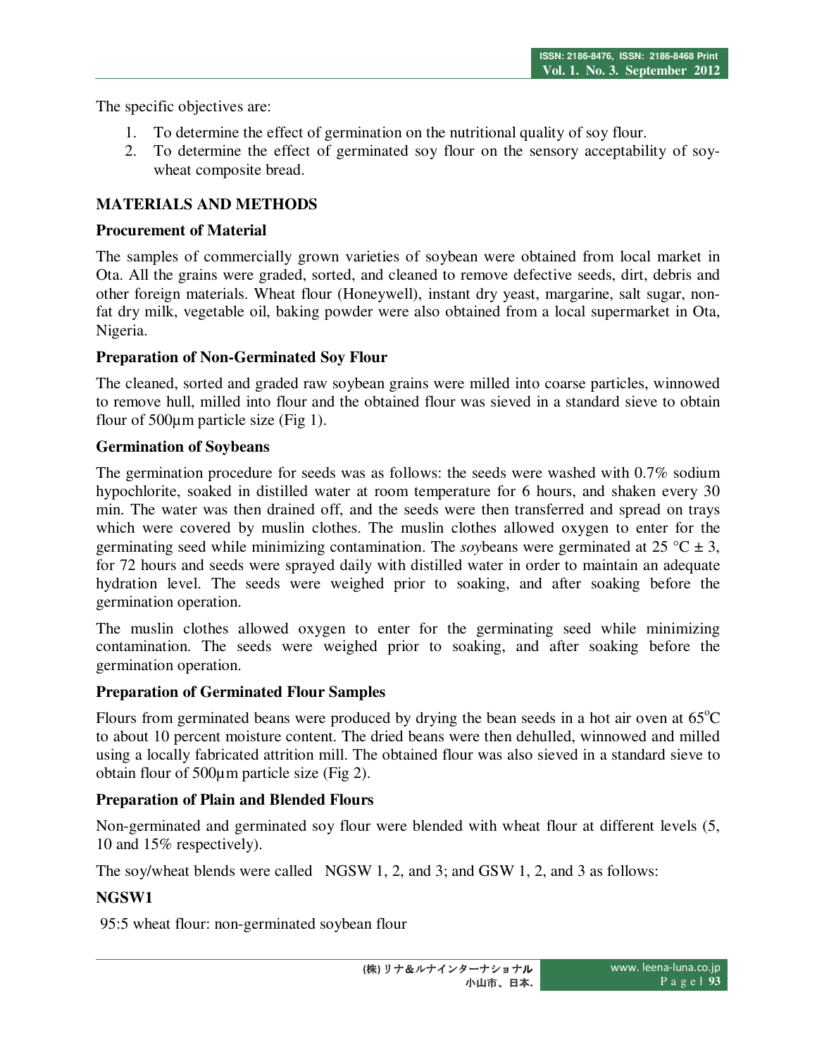The specific objectives are:

1. To determine the effect of germination on the nutritional quality of soy flour.
2. To determine the effect of germinated soy flour on the sensory acceptability of soy-wheat composite bread.

## MATERIALS AND METHODS

### Procurement of Material

The samples of commercially grown varieties of soybean were obtained from local market in Ota. All the grains were graded, sorted, and cleaned to remove defective seeds, dirt, debris and other foreign materials. Wheat flour (Honeywell), instant dry yeast, margarine, salt sugar, non-fat dry milk, vegetable oil, baking powder were also obtained from a local supermarket in Ota, Nigeria.

### Preparation of Non-Germinated Soy Flour

The cleaned, sorted and graded raw soybean grains were milled into coarse particles, winnowed to remove hull, milled into flour and the obtained flour was sieved in a standard sieve to obtain flour of 500μm particle size (Fig 1).

### Germination of Soybeans

The germination procedure for seeds was as follows: the seeds were washed with 0.7% sodium hypochlorite, soaked in distilled water at room temperature for 6 hours, and shaken every 30 min. The water was then drained off, and the seeds were then transferred and spread on trays which were covered by muslin clothes. The muslin clothes allowed oxygen to enter for the germinating seed while minimizing contamination. The *soy*beans were germinated at 25 °C ± 3, for 72 hours and seeds were sprayed daily with distilled water in order to maintain an adequate hydration level. The seeds were weighed prior to soaking, and after soaking before the germination operation.

The muslin clothes allowed oxygen to enter for the germinating seed while minimizing contamination. The seeds were weighed prior to soaking, and after soaking before the germination operation.

### Preparation of Germinated Flour Samples

Flours from germinated beans were produced by drying the bean seeds in a hot air oven at 65°C to about 10 percent moisture content. The dried beans were then dehulled, winnowed and milled using a locally fabricated attrition mill. The obtained flour was also sieved in a standard sieve to obtain flour of 500μm particle size (Fig 2).

### Preparation of Plain and Blended Flours

Non-germinated and germinated soy flour were blended with wheat flour at different levels (5, 10 and 15% respectively).

The soy/wheat blends were called NGSW 1, 2, and 3; and GSW 1, 2, and 3 as follows:

**NGSW1**

95:5 wheat flour: non-germinated soybean flour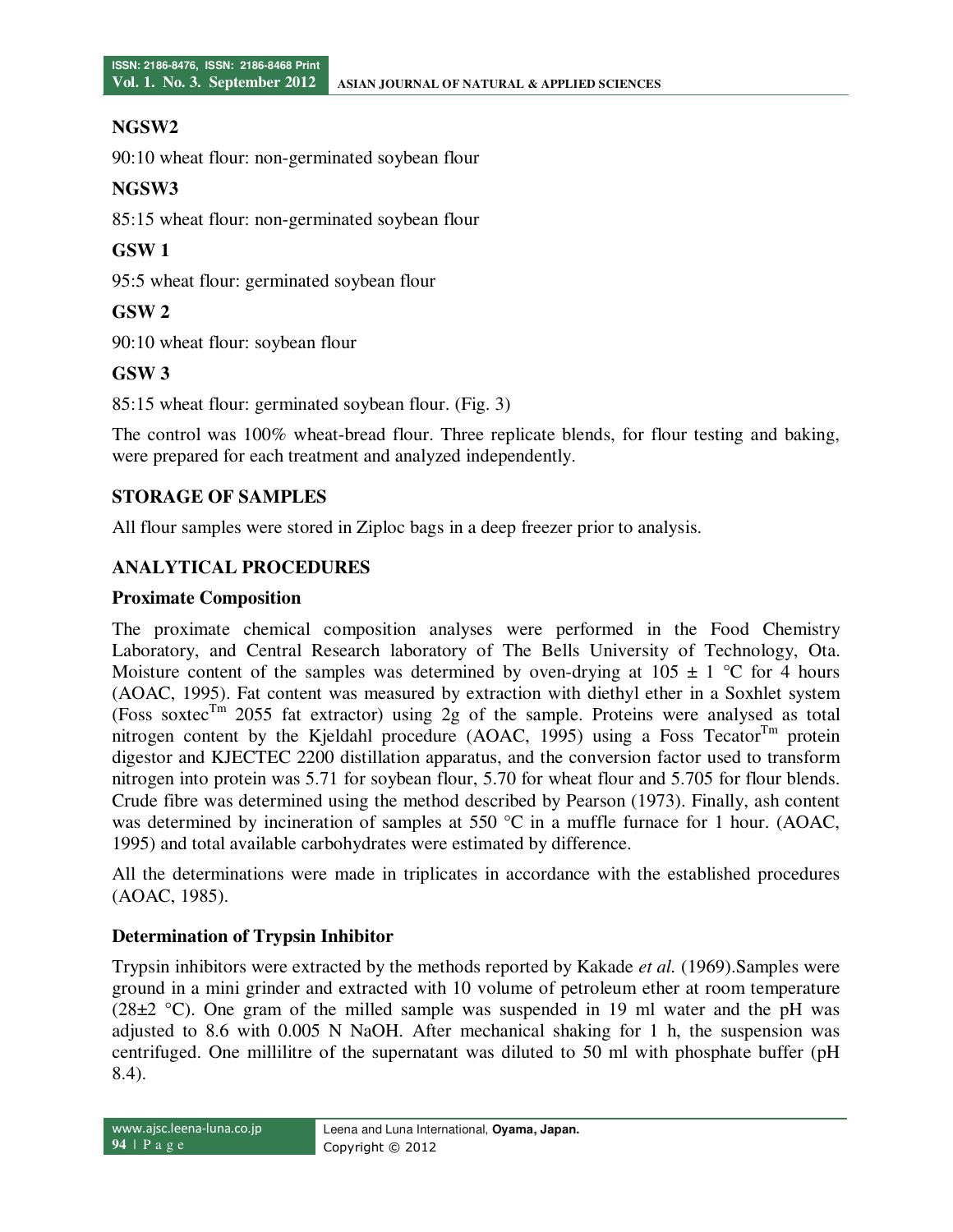**NGSW2**

90:10 wheat flour: non-germinated soybean flour

**NGSW3**

85:15 wheat flour: non-germinated soybean flour

**GSW 1**

95:5 wheat flour: germinated soybean flour

**GSW 2**

90:10 wheat flour: soybean flour

**GSW 3**

85:15 wheat flour: germinated soybean flour. (Fig. 3)

The control was 100% wheat-bread flour. Three replicate blends, for flour testing and baking, were prepared for each treatment and analyzed independently.

## STORAGE OF SAMPLES

All flour samples were stored in Ziploc bags in a deep freezer prior to analysis.

## ANALYTICAL PROCEDURES

### Proximate Composition

The proximate chemical composition analyses were performed in the Food Chemistry Laboratory, and Central Research laboratory of The Bells University of Technology, Ota. Moisture content of the samples was determined by oven-drying at 105 ± 1 °C for 4 hours (AOAC, 1995). Fat content was measured by extraction with diethyl ether in a Soxhlet system (Foss soxtec$^{Tm}$ 2055 fat extractor) using 2g of the sample. Proteins were analysed as total nitrogen content by the Kjeldahl procedure (AOAC, 1995) using a Foss Tecator$^{Tm}$ protein digestor and KJECTEC 2200 distillation apparatus, and the conversion factor used to transform nitrogen into protein was 5.71 for soybean flour, 5.70 for wheat flour and 5.705 for flour blends. Crude fibre was determined using the method described by Pearson (1973). Finally, ash content was determined by incineration of samples at 550 °C in a muffle furnace for 1 hour. (AOAC, 1995) and total available carbohydrates were estimated by difference.

All the determinations were made in triplicates in accordance with the established procedures (AOAC, 1985).

### Determination of Trypsin Inhibitor

Trypsin inhibitors were extracted by the methods reported by Kakade *et al.* (1969).Samples were ground in a mini grinder and extracted with 10 volume of petroleum ether at room temperature (28±2 °C). One gram of the milled sample was suspended in 19 ml water and the pH was adjusted to 8.6 with 0.005 N NaOH. After mechanical shaking for 1 h, the suspension was centrifuged. One millilitre of the supernatant was diluted to 50 ml with phosphate buffer (pH 8.4).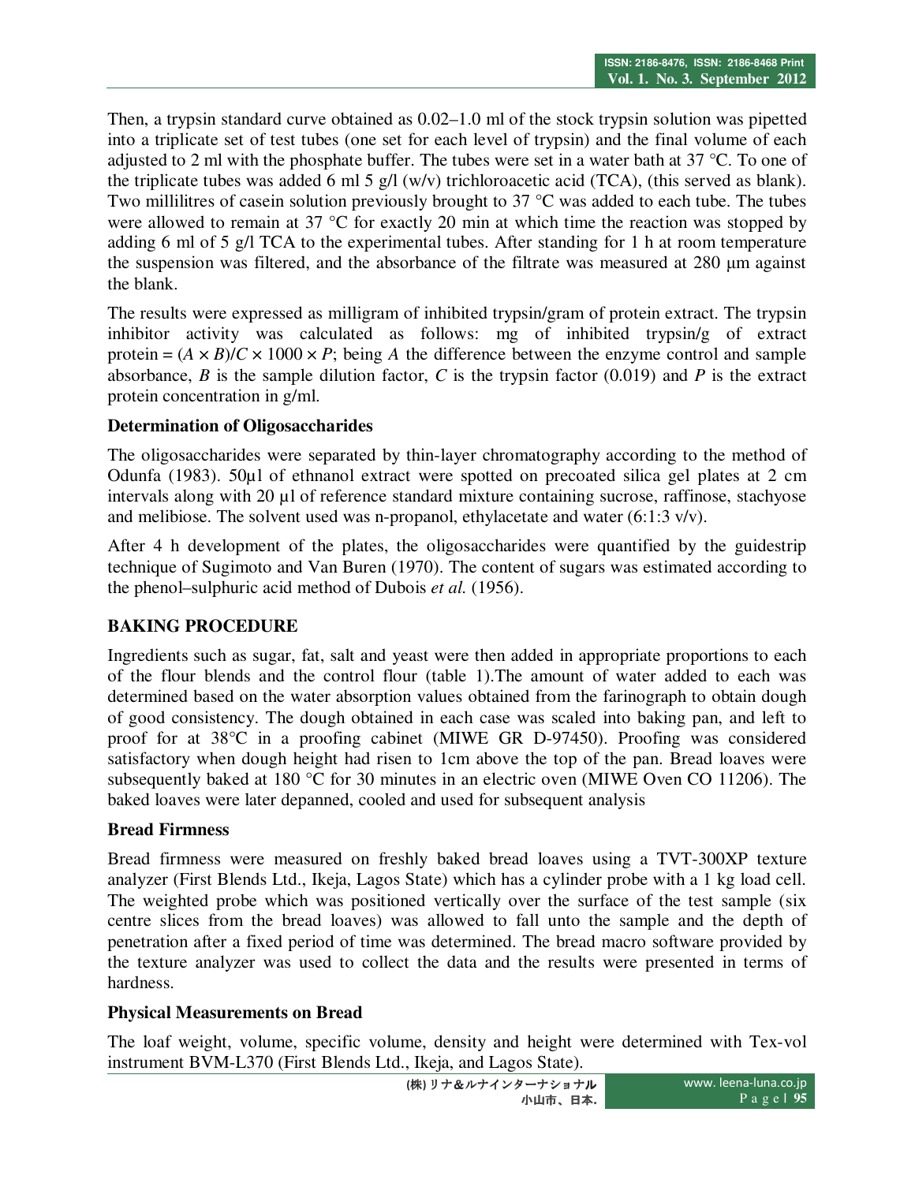Then, a trypsin standard curve obtained as 0.02–1.0 ml of the stock trypsin solution was pipetted into a triplicate set of test tubes (one set for each level of trypsin) and the final volume of each adjusted to 2 ml with the phosphate buffer. The tubes were set in a water bath at 37 °C. To one of the triplicate tubes was added 6 ml 5 g/l (w/v) trichloroacetic acid (TCA), (this served as blank). Two millilitres of casein solution previously brought to 37 °C was added to each tube. The tubes were allowed to remain at 37 °C for exactly 20 min at which time the reaction was stopped by adding 6 ml of 5 g/l TCA to the experimental tubes. After standing for 1 h at room temperature the suspension was filtered, and the absorbance of the filtrate was measured at 280 μm against the blank.

The results were expressed as milligram of inhibited trypsin/gram of protein extract. The trypsin inhibitor activity was calculated as follows: mg of inhibited trypsin/g of extract protein = $(A \times B)/C \times 1000 \times P$; being $A$ the difference between the enzyme control and sample absorbance, $B$ is the sample dilution factor, $C$ is the trypsin factor (0.019) and $P$ is the extract protein concentration in g/ml.

### Determination of Oligosaccharides

The oligosaccharides were separated by thin-layer chromatography according to the method of Odunfa (1983). 50μl of ethnanol extract were spotted on precoated silica gel plates at 2 cm intervals along with 20 µl of reference standard mixture containing sucrose, raffinose, stachyose and melibiose. The solvent used was n-propanol, ethylacetate and water (6:1:3 v/v).

After 4 h development of the plates, the oligosaccharides were quantified by the guidestrip technique of Sugimoto and Van Buren (1970). The content of sugars was estimated according to the phenol–sulphuric acid method of Dubois *et al.* (1956).

## BAKING PROCEDURE

Ingredients such as sugar, fat, salt and yeast were then added in appropriate proportions to each of the flour blends and the control flour (table 1).The amount of water added to each was determined based on the water absorption values obtained from the farinograph to obtain dough of good consistency. The dough obtained in each case was scaled into baking pan, and left to proof for at 38°C in a proofing cabinet (MIWE GR D-97450). Proofing was considered satisfactory when dough height had risen to 1cm above the top of the pan. Bread loaves were subsequently baked at 180 °C for 30 minutes in an electric oven (MIWE Oven CO 11206). The baked loaves were later depanned, cooled and used for subsequent analysis

### Bread Firmness

Bread firmness were measured on freshly baked bread loaves using a TVT-300XP texture analyzer (First Blends Ltd., Ikeja, Lagos State) which has a cylinder probe with a 1 kg load cell. The weighted probe which was positioned vertically over the surface of the test sample (six centre slices from the bread loaves) was allowed to fall unto the sample and the depth of penetration after a fixed period of time was determined. The bread macro software provided by the texture analyzer was used to collect the data and the results were presented in terms of hardness.

### Physical Measurements on Bread

The loaf weight, volume, specific volume, density and height were determined with Tex-vol instrument BVM-L370 (First Blends Ltd., Ikeja, and Lagos State).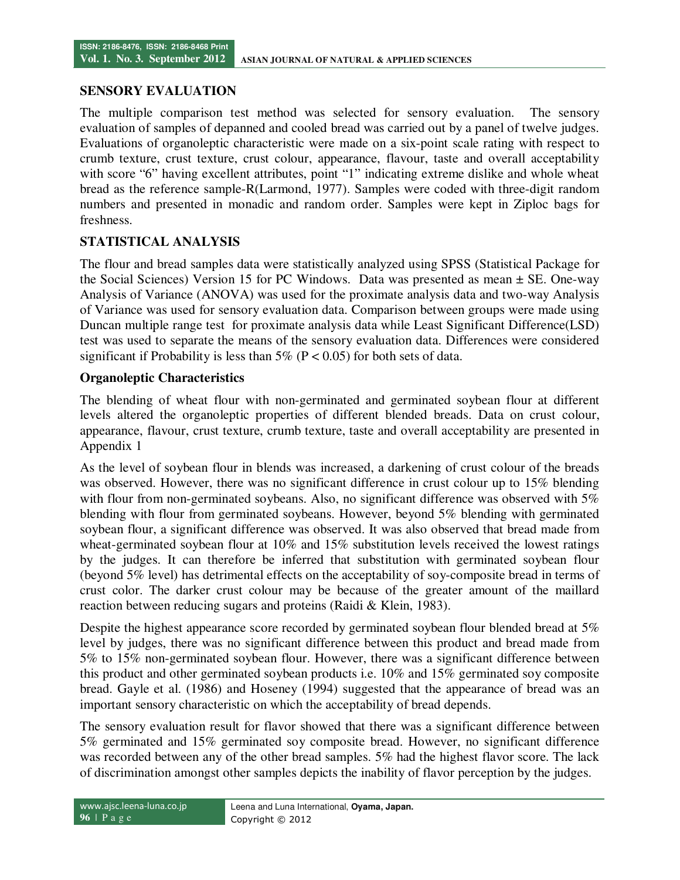## SENSORY EVALUATION

The multiple comparison test method was selected for sensory evaluation. The sensory evaluation of samples of depanned and cooled bread was carried out by a panel of twelve judges. Evaluations of organoleptic characteristic were made on a six-point scale rating with respect to crumb texture, crust texture, crust colour, appearance, flavour, taste and overall acceptability with score "6" having excellent attributes, point "1" indicating extreme dislike and whole wheat bread as the reference sample-R(Larmond, 1977). Samples were coded with three-digit random numbers and presented in monadic and random order. Samples were kept in Ziploc bags for freshness.

## STATISTICAL ANALYSIS

The flour and bread samples data were statistically analyzed using SPSS (Statistical Package for the Social Sciences) Version 15 for PC Windows. Data was presented as mean ± SE. One-way Analysis of Variance (ANOVA) was used for the proximate analysis data and two-way Analysis of Variance was used for sensory evaluation data. Comparison between groups were made using Duncan multiple range test for proximate analysis data while Least Significant Difference(LSD) test was used to separate the means of the sensory evaluation data. Differences were considered significant if Probability is less than 5% ($P < 0.05$) for both sets of data.

### Organoleptic Characteristics

The blending of wheat flour with non-germinated and germinated soybean flour at different levels altered the organoleptic properties of different blended breads. Data on crust colour, appearance, flavour, crust texture, crumb texture, taste and overall acceptability are presented in Appendix 1

As the level of soybean flour in blends was increased, a darkening of crust colour of the breads was observed. However, there was no significant difference in crust colour up to 15% blending with flour from non-germinated soybeans. Also, no significant difference was observed with 5% blending with flour from germinated soybeans. However, beyond 5% blending with germinated soybean flour, a significant difference was observed. It was also observed that bread made from wheat-germinated soybean flour at 10% and 15% substitution levels received the lowest ratings by the judges. It can therefore be inferred that substitution with germinated soybean flour (beyond 5% level) has detrimental effects on the acceptability of soy-composite bread in terms of crust color. The darker crust colour may be because of the greater amount of the maillard reaction between reducing sugars and proteins (Raidi & Klein, 1983).

Despite the highest appearance score recorded by germinated soybean flour blended bread at 5% level by judges, there was no significant difference between this product and bread made from 5% to 15% non-germinated soybean flour. However, there was a significant difference between this product and other germinated soybean products i.e. 10% and 15% germinated soy composite bread. Gayle et al. (1986) and Hoseney (1994) suggested that the appearance of bread was an important sensory characteristic on which the acceptability of bread depends.

The sensory evaluation result for flavor showed that there was a significant difference between 5% germinated and 15% germinated soy composite bread. However, no significant difference was recorded between any of the other bread samples. 5% had the highest flavor score. The lack of discrimination amongst other samples depicts the inability of flavor perception by the judges.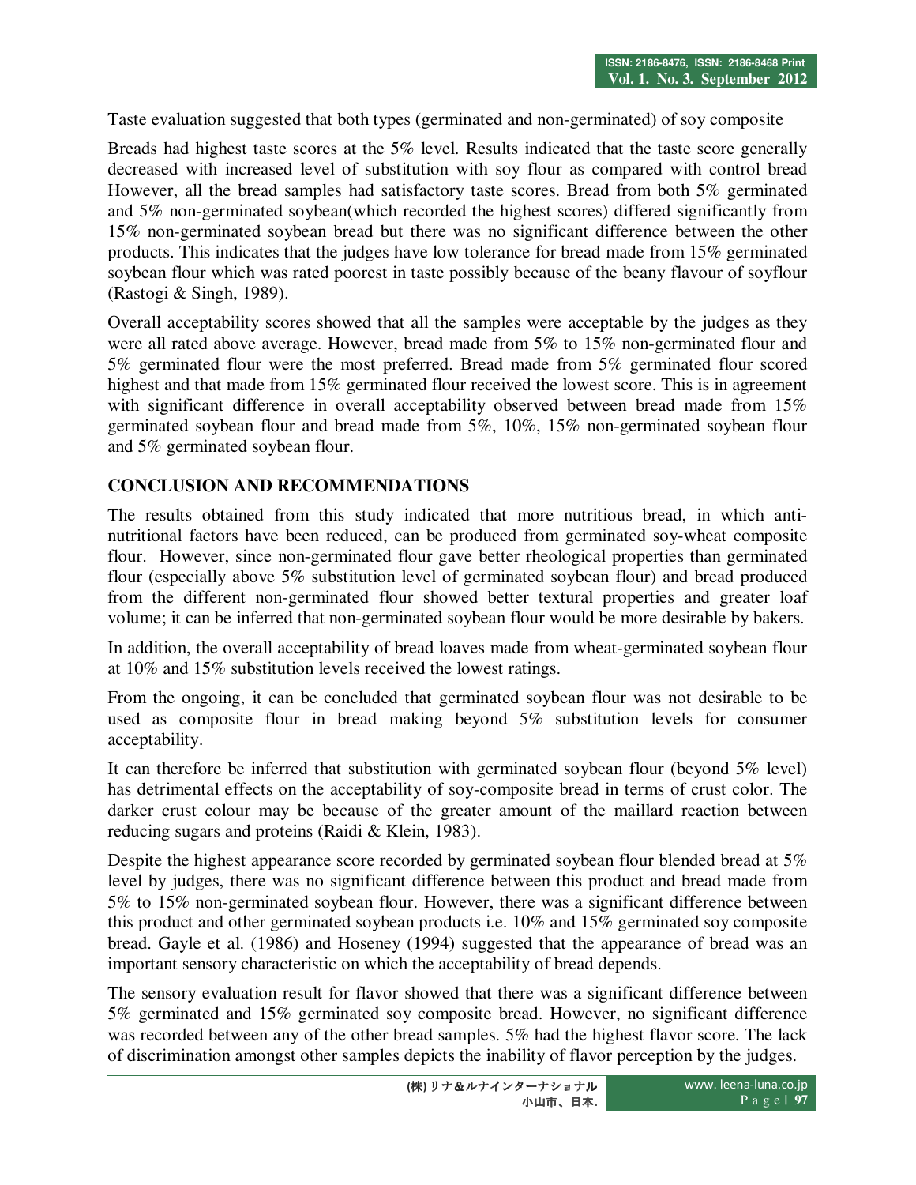Taste evaluation suggested that both types (germinated and non-germinated) of soy composite

Breads had highest taste scores at the 5% level. Results indicated that the taste score generally decreased with increased level of substitution with soy flour as compared with control bread However, all the bread samples had satisfactory taste scores. Bread from both 5% germinated and 5% non-germinated soybean(which recorded the highest scores) differed significantly from 15% non-germinated soybean bread but there was no significant difference between the other products. This indicates that the judges have low tolerance for bread made from 15% germinated soybean flour which was rated poorest in taste possibly because of the beany flavour of soyflour (Rastogi & Singh, 1989).

Overall acceptability scores showed that all the samples were acceptable by the judges as they were all rated above average. However, bread made from 5% to 15% non-germinated flour and 5% germinated flour were the most preferred. Bread made from 5% germinated flour scored highest and that made from 15% germinated flour received the lowest score. This is in agreement with significant difference in overall acceptability observed between bread made from 15% germinated soybean flour and bread made from 5%, 10%, 15% non-germinated soybean flour and 5% germinated soybean flour.

## CONCLUSION AND RECOMMENDATIONS

The results obtained from this study indicated that more nutritious bread, in which anti-nutritional factors have been reduced, can be produced from germinated soy-wheat composite flour. However, since non-germinated flour gave better rheological properties than germinated flour (especially above 5% substitution level of germinated soybean flour) and bread produced from the different non-germinated flour showed better textural properties and greater loaf volume; it can be inferred that non-germinated soybean flour would be more desirable by bakers.

In addition, the overall acceptability of bread loaves made from wheat-germinated soybean flour at 10% and 15% substitution levels received the lowest ratings.

From the ongoing, it can be concluded that germinated soybean flour was not desirable to be used as composite flour in bread making beyond 5% substitution levels for consumer acceptability.

It can therefore be inferred that substitution with germinated soybean flour (beyond 5% level) has detrimental effects on the acceptability of soy-composite bread in terms of crust color. The darker crust colour may be because of the greater amount of the maillard reaction between reducing sugars and proteins (Raidi & Klein, 1983).

Despite the highest appearance score recorded by germinated soybean flour blended bread at 5% level by judges, there was no significant difference between this product and bread made from 5% to 15% non-germinated soybean flour. However, there was a significant difference between this product and other germinated soybean products i.e. 10% and 15% germinated soy composite bread. Gayle et al. (1986) and Hoseney (1994) suggested that the appearance of bread was an important sensory characteristic on which the acceptability of bread depends.

The sensory evaluation result for flavor showed that there was a significant difference between 5% germinated and 15% germinated soy composite bread. However, no significant difference was recorded between any of the other bread samples. 5% had the highest flavor score. The lack of discrimination amongst other samples depicts the inability of flavor perception by the judges.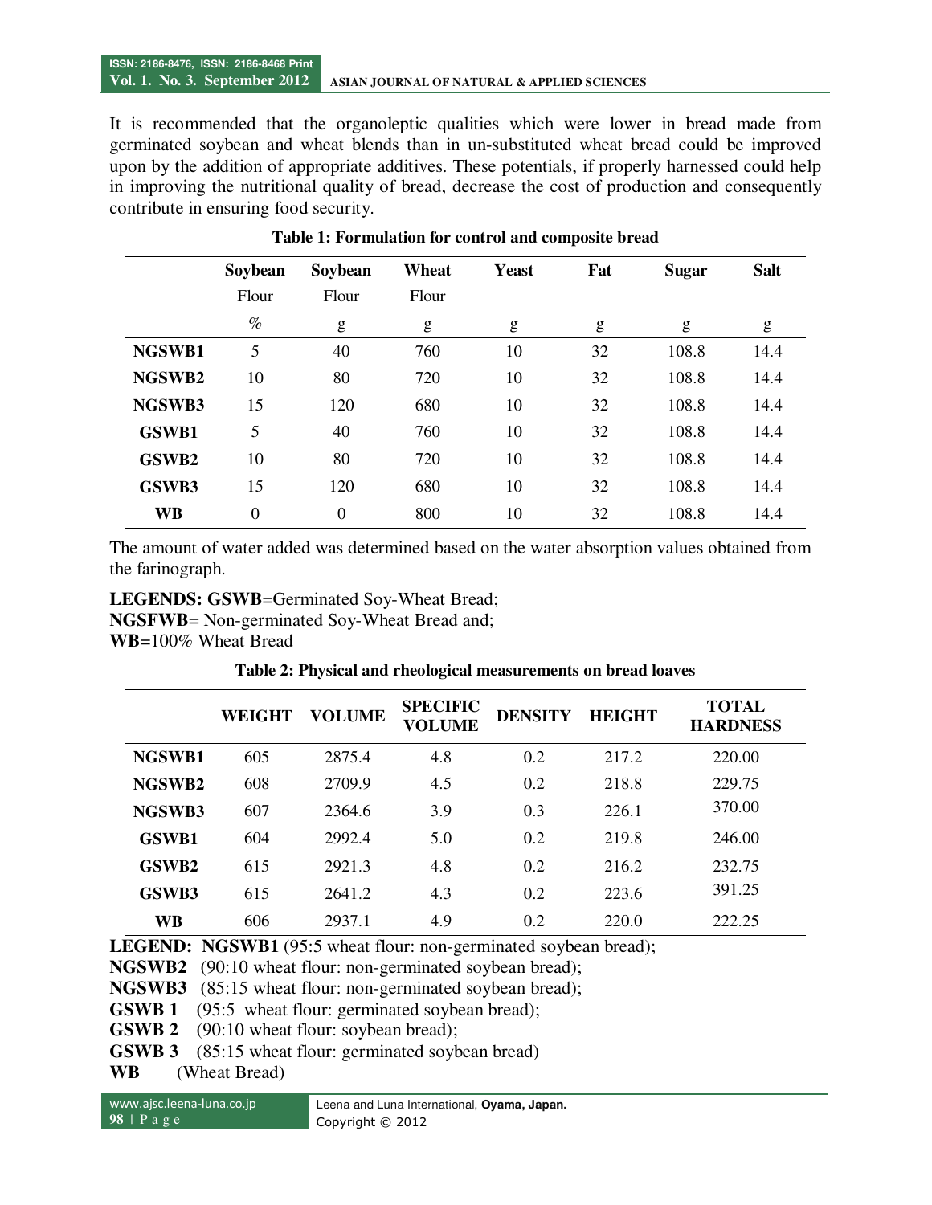It is recommended that the organoleptic qualities which were lower in bread made from germinated soybean and wheat blends than in un-substituted wheat bread could be improved upon by the addition of appropriate additives. These potentials, if properly harnessed could help in improving the nutritional quality of bread, decrease the cost of production and consequently contribute in ensuring food security.

**Table 1: Formulation for control and composite bread**

| | Soybean Flour % | Soybean Flour g | Wheat Flour g | Yeast g | Fat g | Sugar g | Salt g |
|---|---|---|---|---|---|---|---|
| **NGSWB1** | 5 | 40 | 760 | 10 | 32 | 108.8 | 14.4 |
| **NGSWB2** | 10 | 80 | 720 | 10 | 32 | 108.8 | 14.4 |
| **NGSWB3** | 15 | 120 | 680 | 10 | 32 | 108.8 | 14.4 |
| **GSWB1** | 5 | 40 | 760 | 10 | 32 | 108.8 | 14.4 |
| **GSWB2** | 10 | 80 | 720 | 10 | 32 | 108.8 | 14.4 |
| **GSWB3** | 15 | 120 | 680 | 10 | 32 | 108.8 | 14.4 |
| **WB** | 0 | 0 | 800 | 10 | 32 | 108.8 | 14.4 |

The amount of water added was determined based on the water absorption values obtained from the farinograph.

**LEGENDS: GSWB**=Germinated Soy-Wheat Bread;
**NGSFWB**= Non-germinated Soy-Wheat Bread and;
**WB**=100% Wheat Bread

**Table 2: Physical and rheological measurements on bread loaves**

| | WEIGHT | VOLUME | SPECIFIC VOLUME | DENSITY | HEIGHT | TOTAL HARDNESS |
|---|---|---|---|---|---|---|
| **NGSWB1** | 605 | 2875.4 | 4.8 | 0.2 | 217.2 | 220.00 |
| **NGSWB2** | 608 | 2709.9 | 4.5 | 0.2 | 218.8 | 229.75 |
| **NGSWB3** | 607 | 2364.6 | 3.9 | 0.3 | 226.1 | 370.00 |
| **GSWB1** | 604 | 2992.4 | 5.0 | 0.2 | 219.8 | 246.00 |
| **GSWB2** | 615 | 2921.3 | 4.8 | 0.2 | 216.2 | 232.75 |
| **GSWB3** | 615 | 2641.2 | 4.3 | 0.2 | 223.6 | 391.25 |
| **WB** | 606 | 2937.1 | 4.9 | 0.2 | 220.0 | 222.25 |

**LEGEND: NGSWB1** (95:5 wheat flour: non-germinated soybean bread);
**NGSWB2** (90:10 wheat flour: non-germinated soybean bread);
**NGSWB3** (85:15 wheat flour: non-germinated soybean bread);
**GSWB 1** (95:5 wheat flour: germinated soybean bread);
**GSWB 2** (90:10 wheat flour: soybean bread);
**GSWB 3** (85:15 wheat flour: germinated soybean bread)
**WB** (Wheat Bread)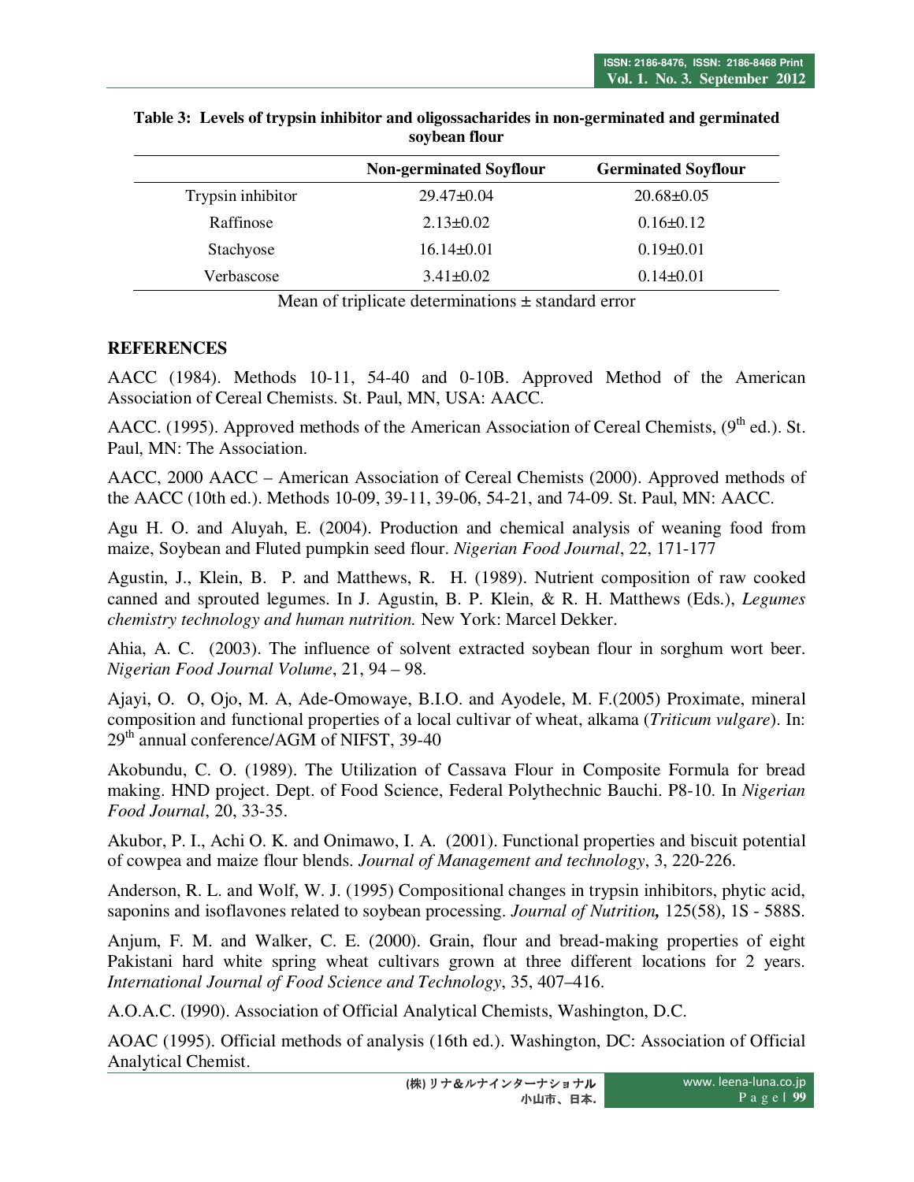**Table 3: Levels of trypsin inhibitor and oligossacharides in non-germinated and germinated soybean flour**

| | Non-germinated Soyflour | Germinated Soyflour |
|---|---|---|
| Trypsin inhibitor | 29.47±0.04 | 20.68±0.05 |
| Raffinose | 2.13±0.02 | 0.16±0.12 |
| Stachyose | 16.14±0.01 | 0.19±0.01 |
| Verbascose | 3.41±0.02 | 0.14±0.01 |

Mean of triplicate determinations ± standard error

## REFERENCES

AACC (1984). Methods 10-11, 54-40 and 0-10B. Approved Method of the American Association of Cereal Chemists. St. Paul, MN, USA: AACC.

AACC. (1995). Approved methods of the American Association of Cereal Chemists, (9th ed.). St. Paul, MN: The Association.

AACC, 2000 AACC – American Association of Cereal Chemists (2000). Approved methods of the AACC (10th ed.). Methods 10-09, 39-11, 39-06, 54-21, and 74-09. St. Paul, MN: AACC.

Agu H. O. and Aluyah, E. (2004). Production and chemical analysis of weaning food from maize, Soybean and Fluted pumpkin seed flour. *Nigerian Food Journal*, 22, 171-177

Agustin, J., Klein, B. P. and Matthews, R. H. (1989). Nutrient composition of raw cooked canned and sprouted legumes. In J. Agustin, B. P. Klein, & R. H. Matthews (Eds.), *Legumes chemistry technology and human nutrition.* New York: Marcel Dekker.

Ahia, A. C. (2003). The influence of solvent extracted soybean flour in sorghum wort beer. *Nigerian Food Journal Volume*, 21, 94 – 98.

Ajayi, O. O, Ojo, M. A, Ade-Omowaye, B.I.O. and Ayodele, M. F.(2005) Proximate, mineral composition and functional properties of a local cultivar of wheat, alkama (*Triticum vulgare*). In: 29th annual conference/AGM of NIFST, 39-40

Akobundu, C. O. (1989). The Utilization of Cassava Flour in Composite Formula for bread making. HND project. Dept. of Food Science, Federal Polythechnic Bauchi. P8-10. In *Nigerian Food Journal*, 20, 33-35.

Akubor, P. I., Achi O. K. and Onimawo, I. A. (2001). Functional properties and biscuit potential of cowpea and maize flour blends. *Journal of Management and technology*, 3, 220-226.

Anderson, R. L. and Wolf, W. J. (1995) Compositional changes in trypsin inhibitors, phytic acid, saponins and isoflavones related to soybean processing. *Journal of Nutrition,* 125(58), 1S - 588S.

Anjum, F. M. and Walker, C. E. (2000). Grain, flour and bread-making properties of eight Pakistani hard white spring wheat cultivars grown at three different locations for 2 years. *International Journal of Food Science and Technology*, 35, 407–416.

A.O.A.C. (I990). Association of Official Analytical Chemists, Washington, D.C.

AOAC (1995). Official methods of analysis (16th ed.). Washington, DC: Association of Official Analytical Chemist.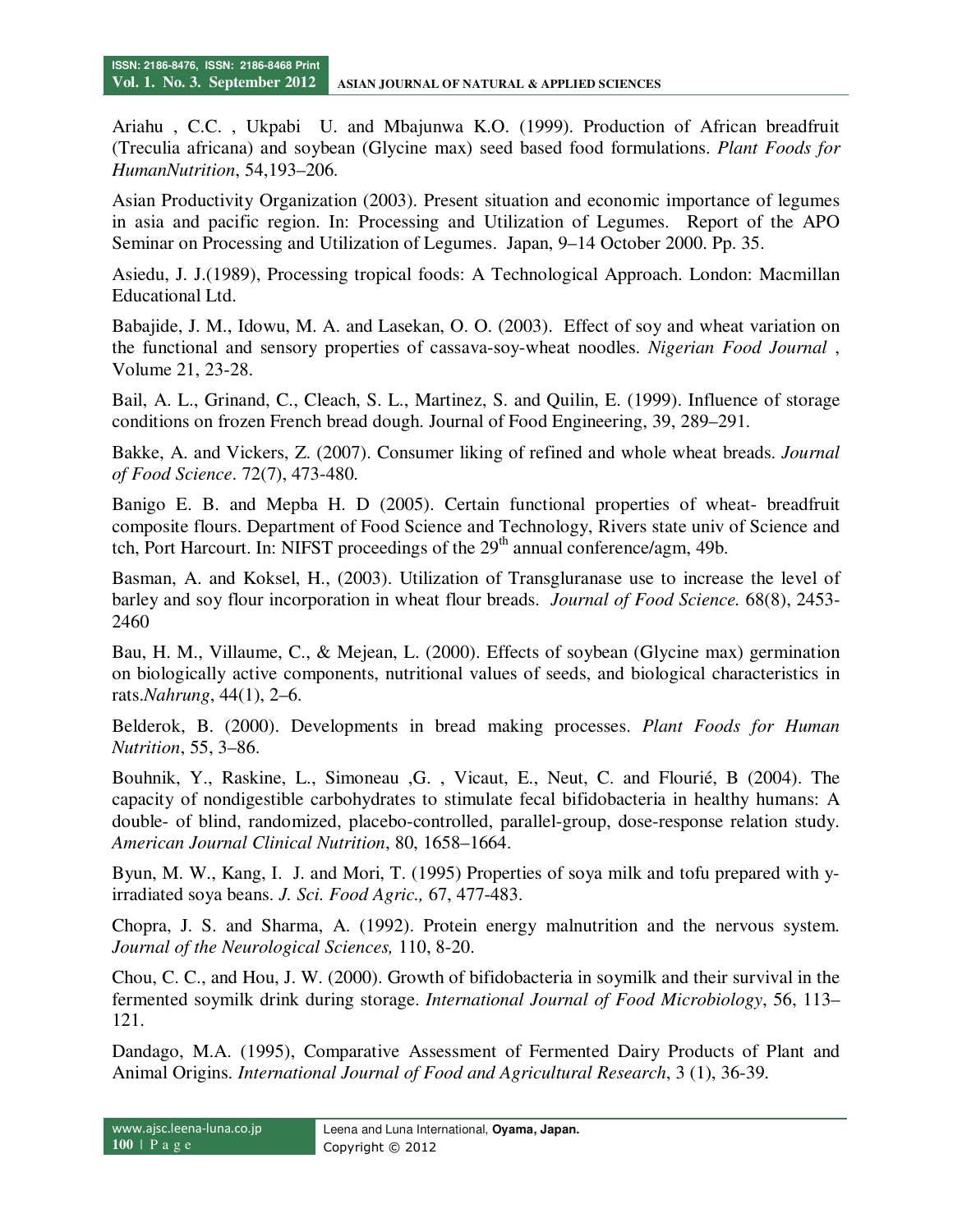Ariahu , C.C. , Ukpabi U. and Mbajunwa K.O. (1999). Production of African breadfruit (Treculia africana) and soybean (Glycine max) seed based food formulations. *Plant Foods for HumanNutrition*, 54,193–206.

Asian Productivity Organization (2003). Present situation and economic importance of legumes in asia and pacific region. In: Processing and Utilization of Legumes. Report of the APO Seminar on Processing and Utilization of Legumes. Japan, 9–14 October 2000. Pp. 35.

Asiedu, J. J.(1989), Processing tropical foods: A Technological Approach. London: Macmillan Educational Ltd.

Babajide, J. M., Idowu, M. A. and Lasekan, O. O. (2003). Effect of soy and wheat variation on the functional and sensory properties of cassava-soy-wheat noodles. *Nigerian Food Journal* , Volume 21, 23-28.

Bail, A. L., Grinand, C., Cleach, S. L., Martinez, S. and Quilin, E. (1999). Influence of storage conditions on frozen French bread dough. Journal of Food Engineering, 39, 289–291.

Bakke, A. and Vickers, Z. (2007). Consumer liking of refined and whole wheat breads. *Journal of Food Science*. 72(7), 473-480.

Banigo E. B. and Mepba H. D (2005). Certain functional properties of wheat- breadfruit composite flours. Department of Food Science and Technology, Rivers state univ of Science and tch, Port Harcourt. In: NIFST proceedings of the 29th annual conference/agm, 49b.

Basman, A. and Koksel, H., (2003). Utilization of Transgluranase use to increase the level of barley and soy flour incorporation in wheat flour breads. *Journal of Food Science.* 68(8), 2453-2460

Bau, H. M., Villaume, C., & Mejean, L. (2000). Effects of soybean (Glycine max) germination on biologically active components, nutritional values of seeds, and biological characteristics in rats.*Nahrung*, 44(1), 2–6.

Belderok, B. (2000). Developments in bread making processes. *Plant Foods for Human Nutrition*, 55, 3–86.

Bouhnik, Y., Raskine, L., Simoneau ,G. , Vicaut, E., Neut, C. and Flourié, B (2004). The capacity of nondigestible carbohydrates to stimulate fecal bifidobacteria in healthy humans: A double- of blind, randomized, placebo-controlled, parallel-group, dose-response relation study. *American Journal Clinical Nutrition*, 80, 1658–1664.

Byun, M. W., Kang, I. J. and Mori, T. (1995) Properties of soya milk and tofu prepared with y-irradiated soya beans. *J. Sci. Food Agric.,* 67, 477-483.

Chopra, J. S. and Sharma, A. (1992). Protein energy malnutrition and the nervous system. *Journal of the Neurological Sciences,* 110, 8-20.

Chou, C. C., and Hou, J. W. (2000). Growth of bifidobacteria in soymilk and their survival in the fermented soymilk drink during storage. *International Journal of Food Microbiology*, 56, 113–121.

Dandago, M.A. (1995), Comparative Assessment of Fermented Dairy Products of Plant and Animal Origins. *International Journal of Food and Agricultural Research*, 3 (1), 36-39.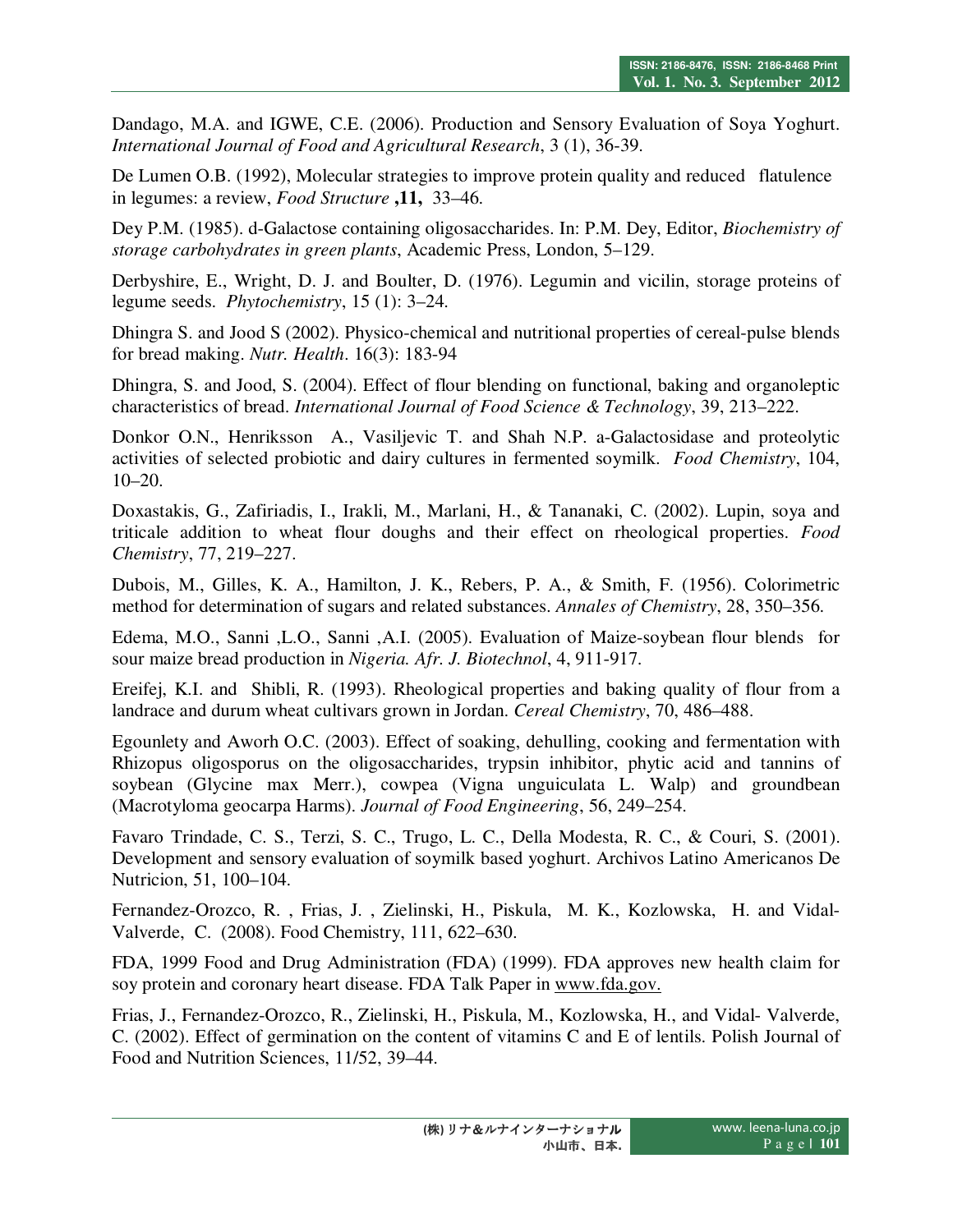Dandago, M.A. and IGWE, C.E. (2006). Production and Sensory Evaluation of Soya Yoghurt. *International Journal of Food and Agricultural Research*, 3 (1), 36-39.

De Lumen O.B. (1992), Molecular strategies to improve protein quality and reduced flatulence in legumes: a review, *Food Structure* **,11,** 33–46.

Dey P.M. (1985). d-Galactose containing oligosaccharides. In: P.M. Dey, Editor, *Biochemistry of storage carbohydrates in green plants*, Academic Press, London, 5–129.

Derbyshire, E., Wright, D. J. and Boulter, D. (1976). Legumin and vicilin, storage proteins of legume seeds. *Phytochemistry*, 15 (1): 3–24.

Dhingra S. and Jood S (2002). Physico-chemical and nutritional properties of cereal-pulse blends for bread making. *Nutr. Health*. 16(3): 183-94

Dhingra, S. and Jood, S. (2004). Effect of flour blending on functional, baking and organoleptic characteristics of bread. *International Journal of Food Science & Technology*, 39, 213–222.

Donkor O.N., Henriksson A., Vasiljevic T. and Shah N.P. a-Galactosidase and proteolytic activities of selected probiotic and dairy cultures in fermented soymilk. *Food Chemistry*, 104, 10–20.

Doxastakis, G., Zafiriadis, I., Irakli, M., Marlani, H., & Tananaki, C. (2002). Lupin, soya and triticale addition to wheat flour doughs and their effect on rheological properties. *Food Chemistry*, 77, 219–227.

Dubois, M., Gilles, K. A., Hamilton, J. K., Rebers, P. A., & Smith, F. (1956). Colorimetric method for determination of sugars and related substances. *Annales of Chemistry*, 28, 350–356.

Edema, M.O., Sanni ,L.O., Sanni ,A.I. (2005). Evaluation of Maize-soybean flour blends for sour maize bread production in *Nigeria. Afr. J. Biotechnol*, 4, 911-917.

Ereifej, K.I. and Shibli, R. (1993). Rheological properties and baking quality of flour from a landrace and durum wheat cultivars grown in Jordan. *Cereal Chemistry*, 70, 486–488.

Egounlety and Aworh O.C. (2003). Effect of soaking, dehulling, cooking and fermentation with Rhizopus oligosporus on the oligosaccharides, trypsin inhibitor, phytic acid and tannins of soybean (Glycine max Merr.), cowpea (Vigna unguiculata L. Walp) and groundbean (Macrotyloma geocarpa Harms). *Journal of Food Engineering*, 56, 249–254.

Favaro Trindade, C. S., Terzi, S. C., Trugo, L. C., Della Modesta, R. C., & Couri, S. (2001). Development and sensory evaluation of soymilk based yoghurt. Archivos Latino Americanos De Nutricion, 51, 100–104.

Fernandez-Orozco, R. , Frias, J. , Zielinski, H., Piskula, M. K., Kozlowska, H. and Vidal-Valverde, C. (2008). Food Chemistry, 111, 622–630.

FDA, 1999 Food and Drug Administration (FDA) (1999). FDA approves new health claim for soy protein and coronary heart disease. FDA Talk Paper in www.fda.gov.

Frias, J., Fernandez-Orozco, R., Zielinski, H., Piskula, M., Kozlowska, H., and Vidal- Valverde, C. (2002). Effect of germination on the content of vitamins C and E of lentils. Polish Journal of Food and Nutrition Sciences, 11/52, 39–44.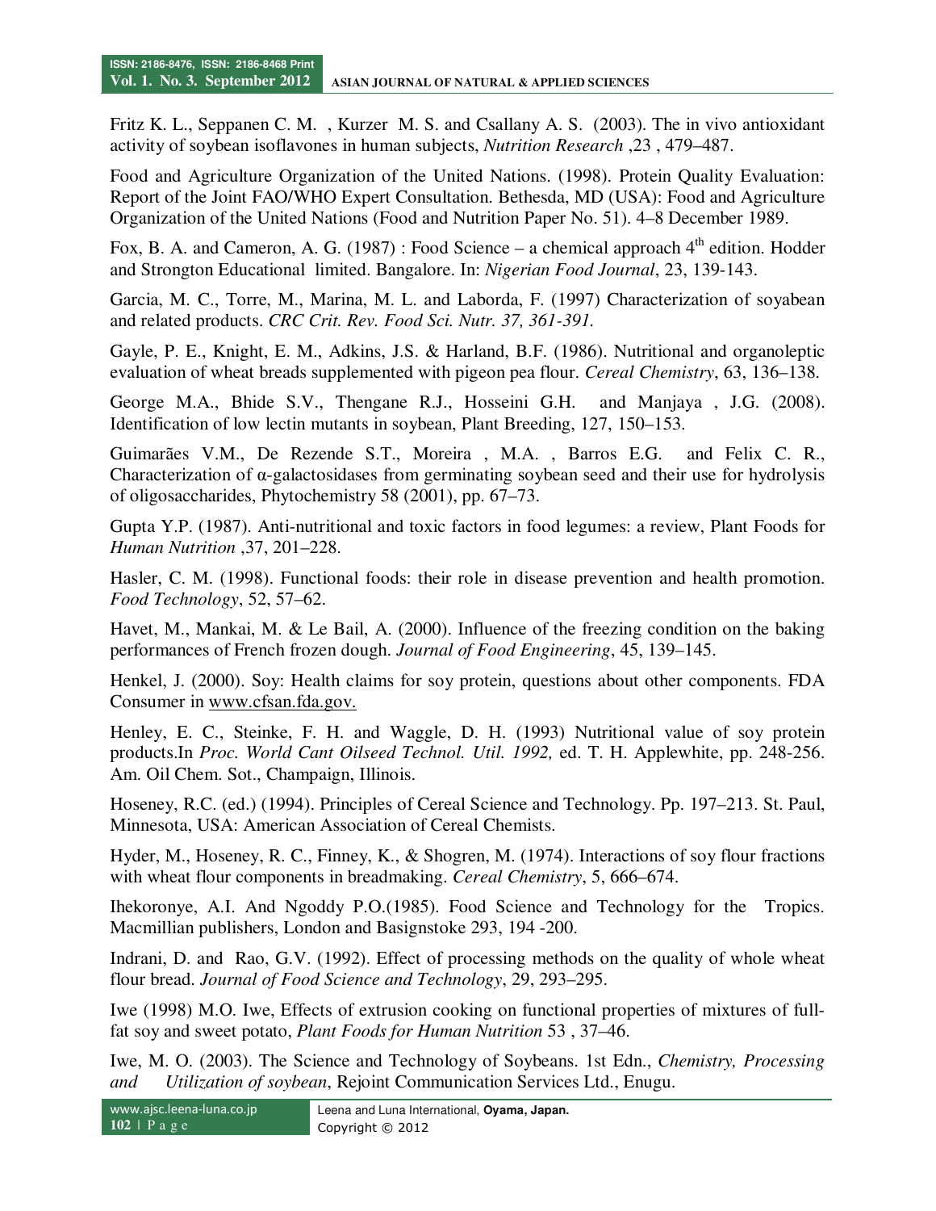Fritz K. L., Seppanen C. M. , Kurzer M. S. and Csallany A. S. (2003). The in vivo antioxidant activity of soybean isoflavones in human subjects, *Nutrition Research* ,23 , 479–487.

Food and Agriculture Organization of the United Nations. (1998). Protein Quality Evaluation: Report of the Joint FAO/WHO Expert Consultation. Bethesda, MD (USA): Food and Agriculture Organization of the United Nations (Food and Nutrition Paper No. 51). 4–8 December 1989.

Fox, B. A. and Cameron, A. G. (1987) : Food Science – a chemical approach 4th edition. Hodder and Strongton Educational limited. Bangalore. In: *Nigerian Food Journal*, 23, 139-143.

Garcia, M. C., Torre, M., Marina, M. L. and Laborda, F. (1997) Characterization of soyabean and related products. *CRC Crit. Rev. Food Sci. Nutr. 37, 361-391.*

Gayle, P. E., Knight, E. M., Adkins, J.S. & Harland, B.F. (1986). Nutritional and organoleptic evaluation of wheat breads supplemented with pigeon pea flour. *Cereal Chemistry*, 63, 136–138.

George M.A., Bhide S.V., Thengane R.J., Hosseini G.H. and Manjaya , J.G. (2008). Identification of low lectin mutants in soybean, Plant Breeding, 127, 150–153.

Guimarães V.M., De Rezende S.T., Moreira , M.A. , Barros E.G. and Felix C. R., Characterization of α-galactosidases from germinating soybean seed and their use for hydrolysis of oligosaccharides, Phytochemistry 58 (2001), pp. 67–73.

Gupta Y.P. (1987). Anti-nutritional and toxic factors in food legumes: a review, Plant Foods for *Human Nutrition* ,37, 201–228.

Hasler, C. M. (1998). Functional foods: their role in disease prevention and health promotion. *Food Technology*, 52, 57–62.

Havet, M., Mankai, M. & Le Bail, A. (2000). Influence of the freezing condition on the baking performances of French frozen dough. *Journal of Food Engineering*, 45, 139–145.

Henkel, J. (2000). Soy: Health claims for soy protein, questions about other components. FDA Consumer in www.cfsan.fda.gov.

Henley, E. C., Steinke, F. H. and Waggle, D. H. (1993) Nutritional value of soy protein products.In *Proc. World Cant Oilseed Technol. Util. 1992,* ed. T. H. Applewhite, pp. 248-256. Am. Oil Chem. Sot., Champaign, Illinois.

Hoseney, R.C. (ed.) (1994). Principles of Cereal Science and Technology. Pp. 197–213. St. Paul, Minnesota, USA: American Association of Cereal Chemists.

Hyder, M., Hoseney, R. C., Finney, K., & Shogren, M. (1974). Interactions of soy flour fractions with wheat flour components in breadmaking. *Cereal Chemistry*, 5, 666–674.

Ihekoronye, A.I. And Ngoddy P.O.(1985). Food Science and Technology for the Tropics. Macmillian publishers, London and Basignstoke 293, 194 -200.

Indrani, D. and Rao, G.V. (1992). Effect of processing methods on the quality of whole wheat flour bread. *Journal of Food Science and Technology*, 29, 293–295.

Iwe (1998) M.O. Iwe, Effects of extrusion cooking on functional properties of mixtures of full-fat soy and sweet potato, *Plant Foods for Human Nutrition* 53 , 37–46.

Iwe, M. O. (2003). The Science and Technology of Soybeans. 1st Edn., *Chemistry, Processing and Utilization of soybean*, Rejoint Communication Services Ltd., Enugu.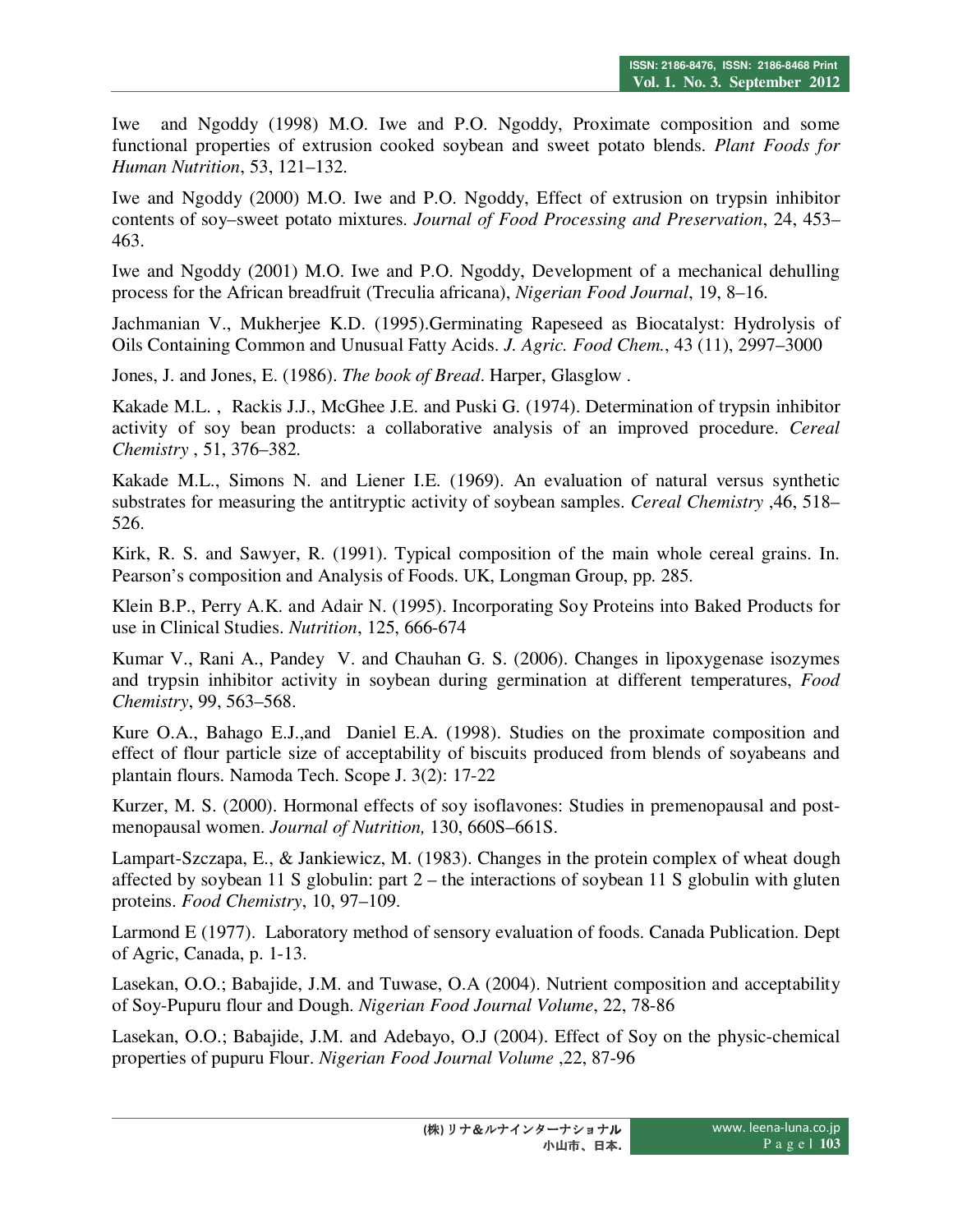Iwe and Ngoddy (1998) M.O. Iwe and P.O. Ngoddy, Proximate composition and some functional properties of extrusion cooked soybean and sweet potato blends. *Plant Foods for Human Nutrition*, 53, 121–132.

Iwe and Ngoddy (2000) M.O. Iwe and P.O. Ngoddy, Effect of extrusion on trypsin inhibitor contents of soy–sweet potato mixtures. *Journal of Food Processing and Preservation*, 24, 453–463.

Iwe and Ngoddy (2001) M.O. Iwe and P.O. Ngoddy, Development of a mechanical dehulling process for the African breadfruit (Treculia africana), *Nigerian Food Journal*, 19, 8–16.

Jachmanian V., Mukherjee K.D. (1995).Germinating Rapeseed as Biocatalyst: Hydrolysis of Oils Containing Common and Unusual Fatty Acids. *J. Agric. Food Chem.*, 43 (11), 2997–3000

Jones, J. and Jones, E. (1986). *The book of Bread*. Harper, Glasglow .

Kakade M.L. , Rackis J.J., McGhee J.E. and Puski G. (1974). Determination of trypsin inhibitor activity of soy bean products: a collaborative analysis of an improved procedure. *Cereal Chemistry* , 51, 376–382.

Kakade M.L., Simons N. and Liener I.E. (1969). An evaluation of natural versus synthetic substrates for measuring the antitryptic activity of soybean samples. *Cereal Chemistry* ,46, 518–526.

Kirk, R. S. and Sawyer, R. (1991). Typical composition of the main whole cereal grains. In. Pearson's composition and Analysis of Foods. UK, Longman Group, pp. 285.

Klein B.P., Perry A.K. and Adair N. (1995). Incorporating Soy Proteins into Baked Products for use in Clinical Studies. *Nutrition*, 125, 666-674

Kumar V., Rani A., Pandey V. and Chauhan G. S. (2006). Changes in lipoxygenase isozymes and trypsin inhibitor activity in soybean during germination at different temperatures, *Food Chemistry*, 99, 563–568.

Kure O.A., Bahago E.J.,and Daniel E.A. (1998). Studies on the proximate composition and effect of flour particle size of acceptability of biscuits produced from blends of soyabeans and plantain flours. Namoda Tech. Scope J. 3(2): 17-22

Kurzer, M. S. (2000). Hormonal effects of soy isoflavones: Studies in premenopausal and post-menopausal women. *Journal of Nutrition,* 130, 660S–661S.

Lampart-Szczapa, E., & Jankiewicz, M. (1983). Changes in the protein complex of wheat dough affected by soybean 11 S globulin: part 2 – the interactions of soybean 11 S globulin with gluten proteins. *Food Chemistry*, 10, 97–109.

Larmond E (1977). Laboratory method of sensory evaluation of foods. Canada Publication. Dept of Agric, Canada, p. 1-13.

Lasekan, O.O.; Babajide, J.M. and Tuwase, O.A (2004). Nutrient composition and acceptability of Soy-Pupuru flour and Dough. *Nigerian Food Journal Volume*, 22, 78-86

Lasekan, O.O.; Babajide, J.M. and Adebayo, O.J (2004). Effect of Soy on the physic-chemical properties of pupuru Flour. *Nigerian Food Journal Volume* ,22, 87-96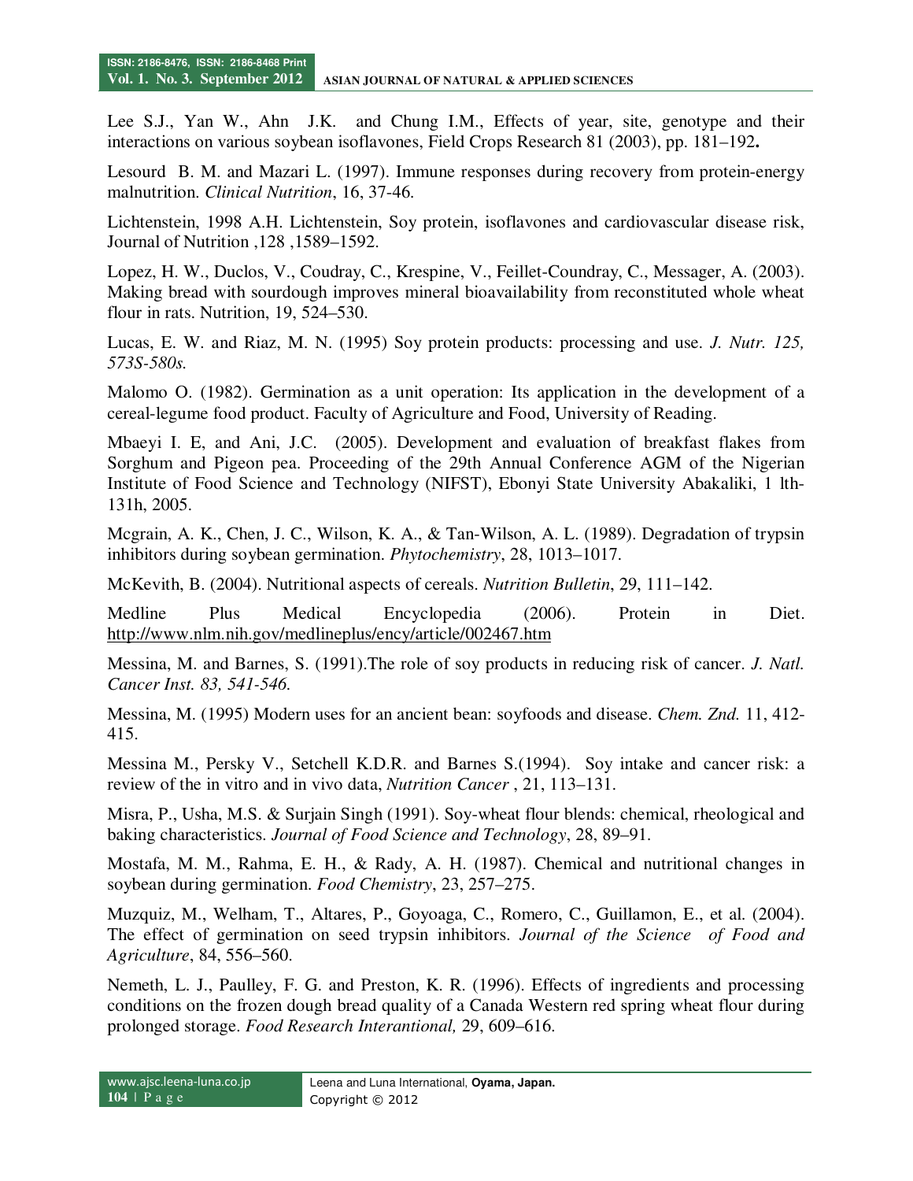Lee S.J., Yan W., Ahn J.K. and Chung I.M., Effects of year, site, genotype and their interactions on various soybean isoflavones, Field Crops Research 81 (2003), pp. 181–192**.**

Lesourd B. M. and Mazari L. (1997). Immune responses during recovery from protein-energy malnutrition. *Clinical Nutrition*, 16, 37-46.

Lichtenstein, 1998 A.H. Lichtenstein, Soy protein, isoflavones and cardiovascular disease risk, Journal of Nutrition ,128 ,1589–1592.

Lopez, H. W., Duclos, V., Coudray, C., Krespine, V., Feillet-Coundray, C., Messager, A. (2003). Making bread with sourdough improves mineral bioavailability from reconstituted whole wheat flour in rats. Nutrition, 19, 524–530.

Lucas, E. W. and Riaz, M. N. (1995) Soy protein products: processing and use. *J. Nutr. 125, 573S-580s.*

Malomo O. (1982). Germination as a unit operation: Its application in the development of a cereal-legume food product. Faculty of Agriculture and Food, University of Reading.

Mbaeyi I. E, and Ani, J.C. (2005). Development and evaluation of breakfast flakes from Sorghum and Pigeon pea. Proceeding of the 29th Annual Conference AGM of the Nigerian Institute of Food Science and Technology (NIFST), Ebonyi State University Abakaliki, 1 lth-131h, 2005.

Mcgrain, A. K., Chen, J. C., Wilson, K. A., & Tan-Wilson, A. L. (1989). Degradation of trypsin inhibitors during soybean germination. *Phytochemistry*, 28, 1013–1017.

McKevith, B. (2004). Nutritional aspects of cereals. *Nutrition Bulletin*, 29, 111–142.

Medline Plus Medical Encyclopedia (2006). Protein in Diet. http://www.nlm.nih.gov/medlineplus/ency/article/002467.htm

Messina, M. and Barnes, S. (1991).The role of soy products in reducing risk of cancer. *J. Natl. Cancer Inst. 83, 541-546.*

Messina, M. (1995) Modern uses for an ancient bean: soyfoods and disease. *Chem. Znd.* 11, 412-415.

Messina M., Persky V., Setchell K.D.R. and Barnes S.(1994). Soy intake and cancer risk: a review of the in vitro and in vivo data, *Nutrition Cancer* , 21, 113–131.

Misra, P., Usha, M.S. & Surjain Singh (1991). Soy-wheat flour blends: chemical, rheological and baking characteristics. *Journal of Food Science and Technology*, 28, 89–91.

Mostafa, M. M., Rahma, E. H., & Rady, A. H. (1987). Chemical and nutritional changes in soybean during germination. *Food Chemistry*, 23, 257–275.

Muzquiz, M., Welham, T., Altares, P., Goyoaga, C., Romero, C., Guillamon, E., et al. (2004). The effect of germination on seed trypsin inhibitors. *Journal of the Science of Food and Agriculture*, 84, 556–560.

Nemeth, L. J., Paulley, F. G. and Preston, K. R. (1996). Effects of ingredients and processing conditions on the frozen dough bread quality of a Canada Western red spring wheat flour during prolonged storage. *Food Research Interantional,* 29, 609–616.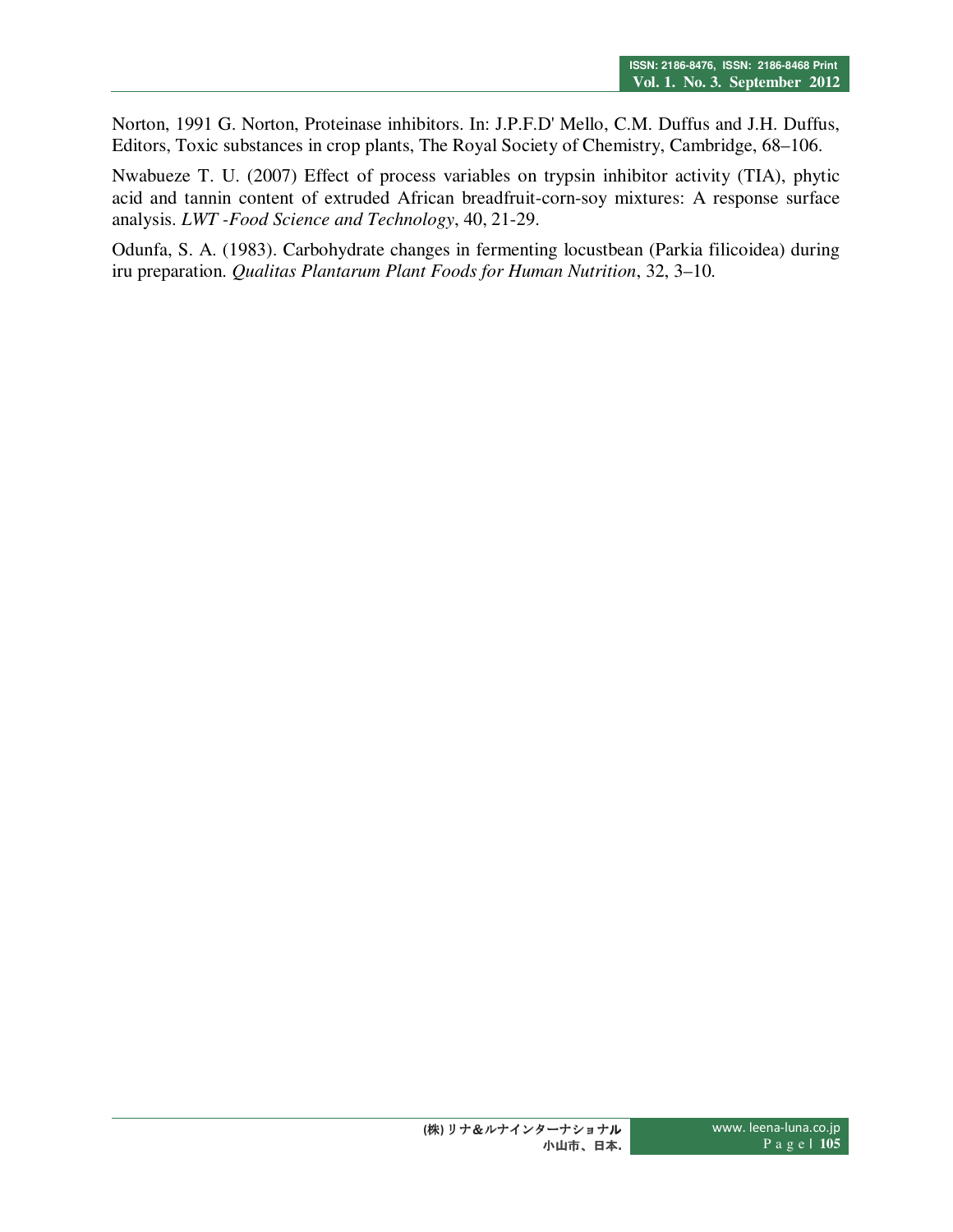Norton, 1991 G. Norton, Proteinase inhibitors. In: J.P.F.D' Mello, C.M. Duffus and J.H. Duffus, Editors, Toxic substances in crop plants, The Royal Society of Chemistry, Cambridge, 68–106.

Nwabueze T. U. (2007) Effect of process variables on trypsin inhibitor activity (TIA), phytic acid and tannin content of extruded African breadfruit-corn-soy mixtures: A response surface analysis. *LWT -Food Science and Technology*, 40, 21-29.

Odunfa, S. A. (1983). Carbohydrate changes in fermenting locustbean (Parkia filicoidea) during iru preparation. *Qualitas Plantarum Plant Foods for Human Nutrition*, 32, 3–10.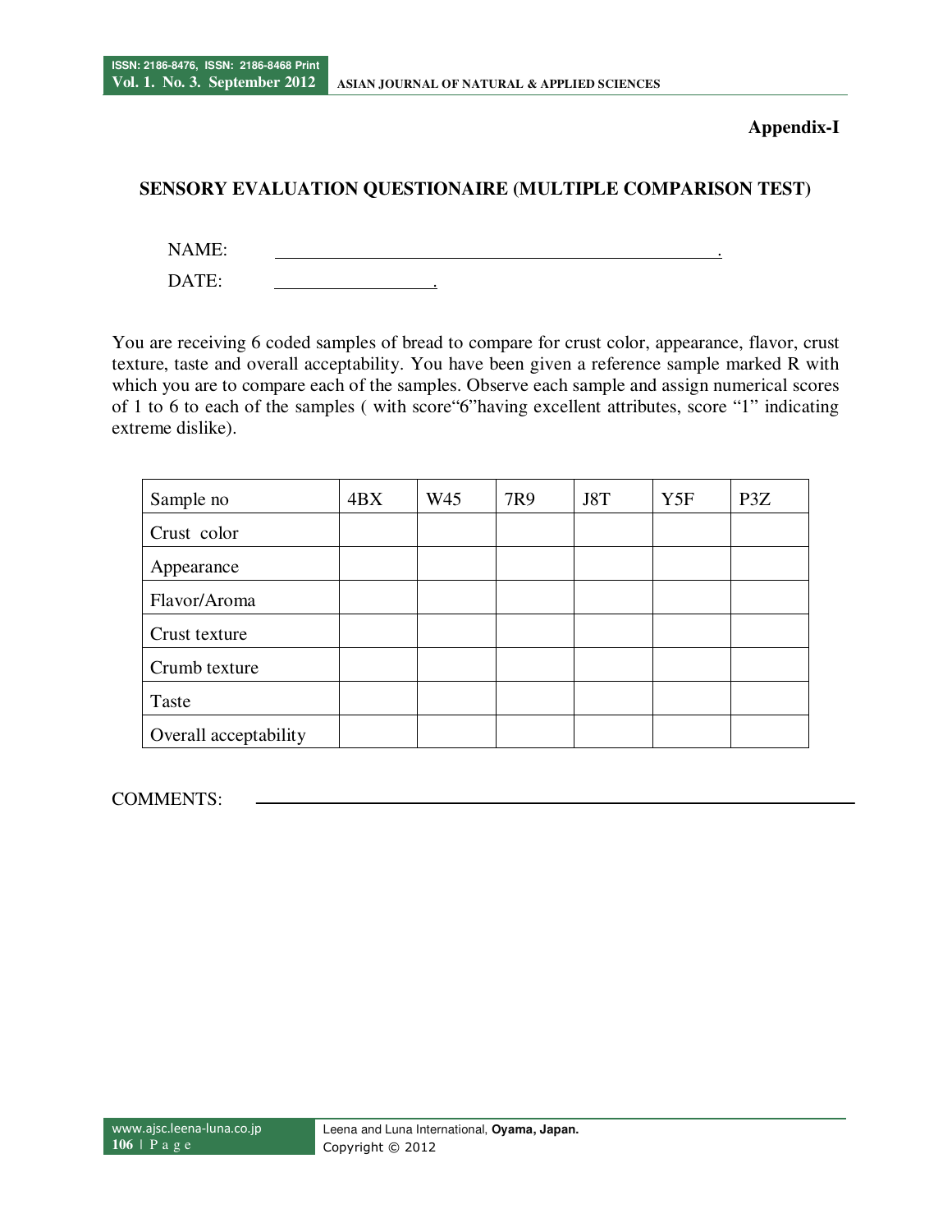**Appendix-I**

## SENSORY EVALUATION QUESTIONAIRE (MULTIPLE COMPARISON TEST)

NAME: ______________________________________________.

DATE: _________________.

You are receiving 6 coded samples of bread to compare for crust color, appearance, flavor, crust texture, taste and overall acceptability. You have been given a reference sample marked R with which you are to compare each of the samples. Observe each sample and assign numerical scores of 1 to 6 to each of the samples ( with score“6”having excellent attributes, score “1” indicating extreme dislike).

| Sample no | 4BX | W45 | 7R9 | J8T | Y5F | P3Z |
|---|---|---|---|---|---|---|
| Crust color | | | | | | |
| Appearance | | | | | | |
| Flavor/Aroma | | | | | | |
| Crust texture | | | | | | |
| Crumb texture | | | | | | |
| Taste | | | | | | |
| Overall acceptability | | | | | | |

COMMENTS: ______________________________________________